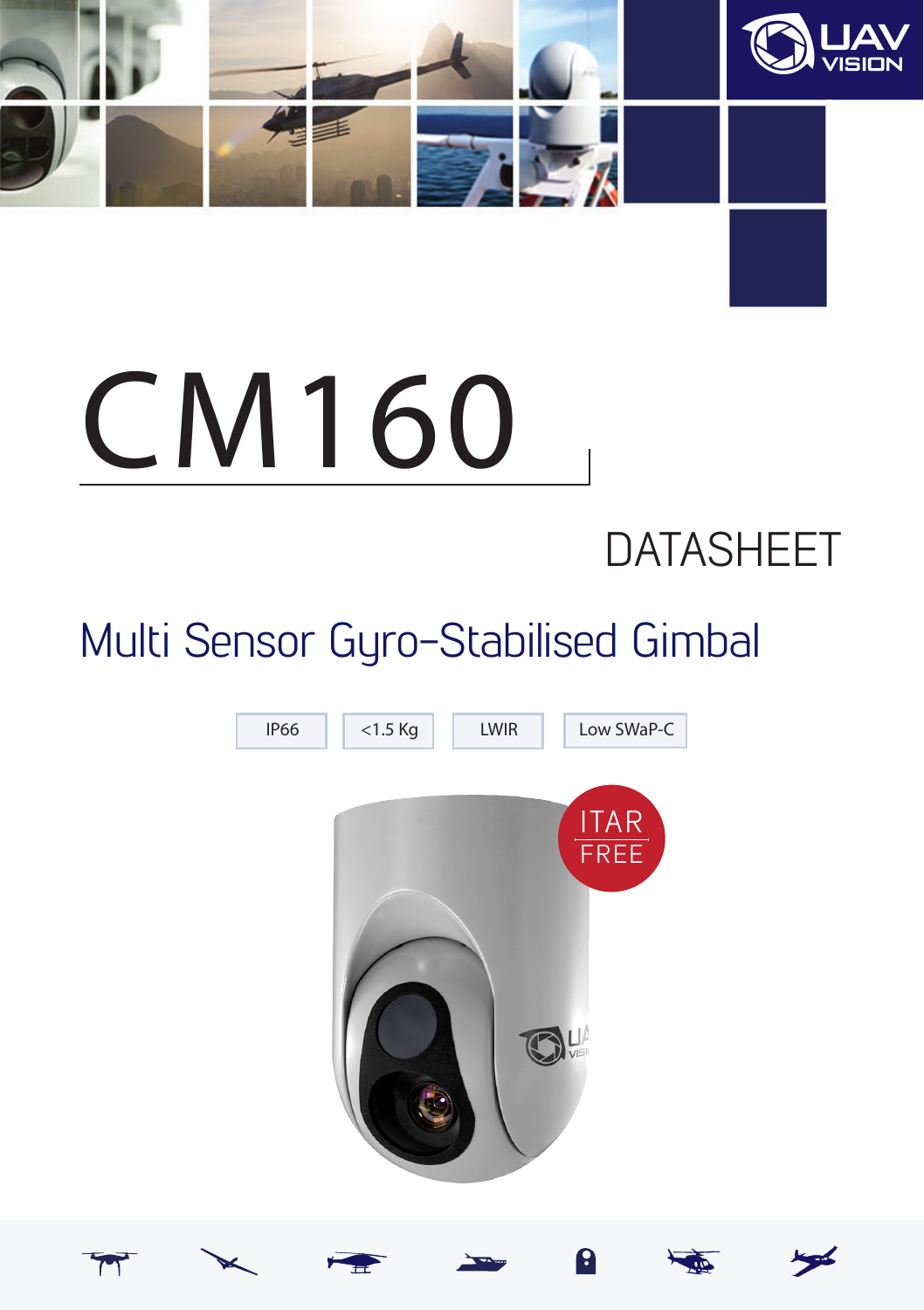# CM160

DATASHEET

## Multi Sensor Gyro-Stabilised Gimbal

IP66 | <1.5 Kg | LWIR | Low SWaP-C

ITAR FREE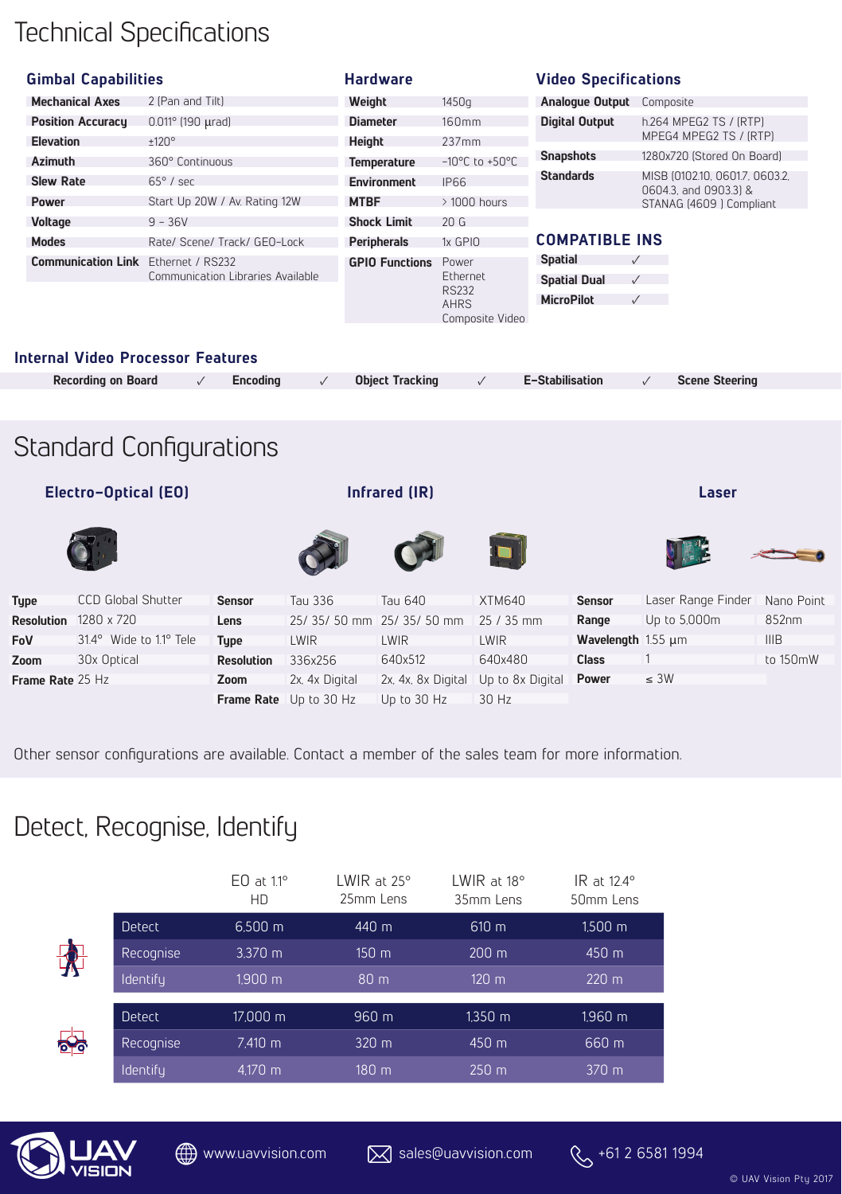# Technical Specifications

### Gimbal Capabilities

| | |
|---|---|
| **Mechanical Axes** | 2 (Pan and Tilt) |
| **Position Accuracy** | 0.011° (190 µrad) |
| **Elevation** | ±120° |
| **Azimuth** | 360° Continuous |
| **Slew Rate** | 65° / sec |
| **Power** | Start Up 20W / Av. Rating 12W |
| **Voltage** | 9 – 36V |
| **Modes** | Rate/ Scene/ Track/ GEO-Lock |
| **Communication Link** | Ethernet / RS232<br>Communication Libraries Available |

### Hardware

| | |
|---|---|
| **Weight** | 1450g |
| **Diameter** | 160mm |
| **Height** | 237mm |
| **Temperature** | -10°C to +50°C |
| **Environment** | IP66 |
| **MTBF** | > 1000 hours |
| **Shock Limit** | 20 G |
| **Peripherals** | 1x GPIO |
| **GPIO Functions** | Power<br>Ethernet<br>RS232<br>AHRS<br>Composite Video |

### Video Specifications

| | |
|---|---|
| **Analogue Output** | Composite |
| **Digital Output** | h.264 MPEG2 TS / (RTP)<br>MPEG4 MPEG2 TS / (RTP) |
| **Snapshots** | 1280x720 (Stored On Board) |
| **Standards** | MISB (0102.10, 0601.7, 0603.2, 0604.3, and 0903.3) & STANAG (4609 ) Compliant |

### COMPATIBLE INS

| | |
|---|---|
| **Spatial** | ✓ |
| **Spatial Dual** | ✓ |
| **MicroPilot** | ✓ |

### Internal Video Processor Features

| | | | | | | | | |
|---|---|---|---|---|---|---|---|---|
| **Recording on Board** | ✓ | **Encoding** | ✓ | **Object Tracking** | ✓ | **E-Stabilisation** | ✓ | **Scene Steering** |

# Standard Configurations

### Electro-Optical (EO)

| | |
|---|---|
| **Type** | CCD Global Shutter |
| **Resolution** | 1280 x 720 |
| **FoV** | 31.4° Wide to 1.1° Tele |
| **Zoom** | 30x Optical |
| **Frame Rate** | 25 Hz |

### Infrared (IR)

| **Sensor** | Tau 336 | Tau 640 | XTM640 |
|---|---|---|---|
| **Lens** | 25/ 35/ 50 mm | 25/ 35/ 50 mm | 25 / 35 mm |
| **Type** | LWIR | LWIR | LWIR |
| **Resolution** | 336x256 | 640x512 | 640x480 |
| **Zoom** | 2x, 4x Digital | 2x, 4x, 8x Digital | Up to 8x Digital |
| **Frame Rate** | Up to 30 Hz | Up to 30 Hz | 30 Hz |

### Laser

| **Sensor** | Laser Range Finder | Nano Point |
|---|---|---|
| **Range** | Up to 5,000m | 852nm |
| **Wavelength** | 1.55 µm | IIIB |
| **Class** | 1 | to 150mW |
| **Power** | ≤ 3W | |

Other sensor configurations are available. Contact a member of the sales team for more information.

# Detect, Recognise, Identify

| | | EO at 1.1° HD | LWIR at 25° 25mm Lens | LWIR at 18° 35mm Lens | IR at 12.4° 50mm Lens |
|---|---|---|---|---|---|
| Person | Detect | 6,500 m | 440 m | 610 m | 1,500 m |
| | Recognise | 3,370 m | 150 m | 200 m | 450 m |
| | Identify | 1,900 m | 80 m | 120 m | 220 m |
| Vehicle | Detect | 17,000 m | 960 m | 1,350 m | 1,960 m |
| | Recognise | 7,410 m | 320 m | 450 m | 660 m |
| | Identify | 4,170 m | 180 m | 250 m | 370 m |

UAV VISION

www.uavvision.com | sales@uavvision.com | +61 2 6581 1994

© UAV Vision Pty 2017